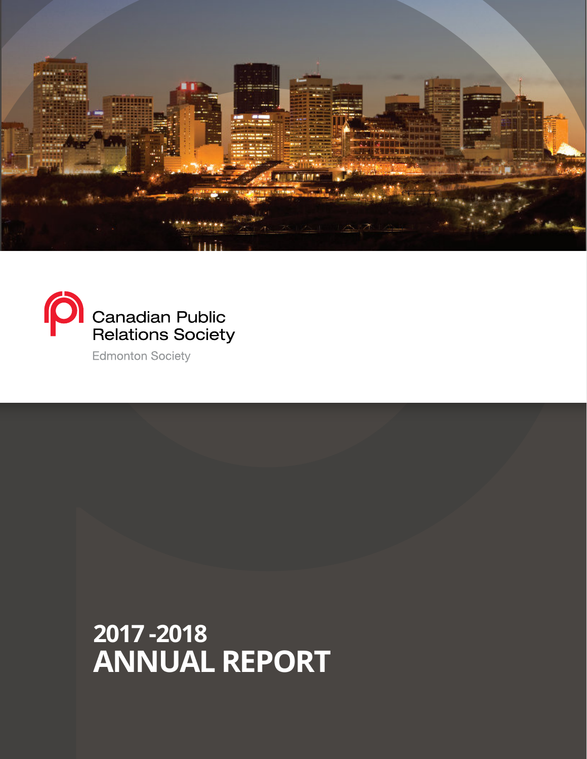Canadian Public Relations Society

Edmonton Society

# 2017 -2018 ANNUAL REPORT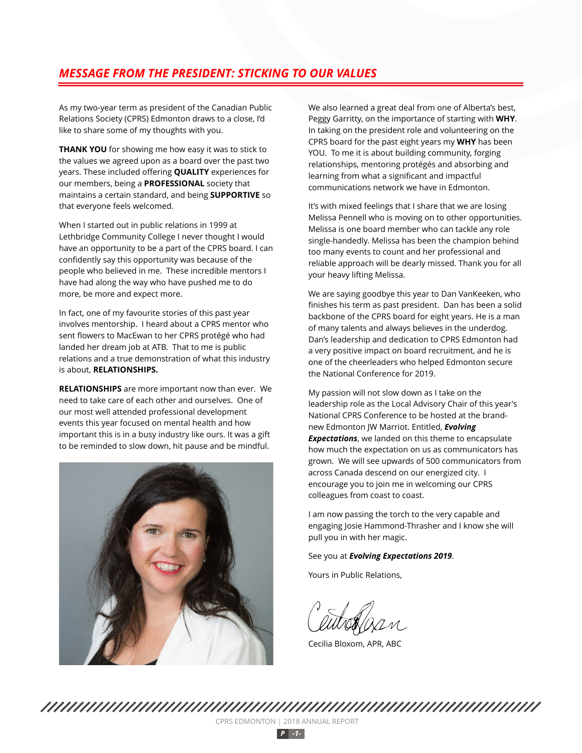## *MESSAGE FROM THE PRESIDENT: STICKING TO OUR VALUES*

As my two-year term as president of the Canadian Public Relations Society (CPRS) Edmonton draws to a close, I'd like to share some of my thoughts with you.

**THANK YOU** for showing me how easy it was to stick to the values we agreed upon as a board over the past two years. These included offering **QUALITY** experiences for our members, being a **PROFESSIONAL** society that maintains a certain standard, and being **SUPPORTIVE** so that everyone feels welcomed.

When I started out in public relations in 1999 at Lethbridge Community College I never thought I would have an opportunity to be a part of the CPRS board. I can confidently say this opportunity was because of the people who believed in me. These incredible mentors I have had along the way who have pushed me to do more, be more and expect more.

In fact, one of my favourite stories of this past year involves mentorship. I heard about a CPRS mentor who sent flowers to MacEwan to her CPRS protégé who had landed her dream job at ATB. That to me is public relations and a true demonstration of what this industry is about, **RELATIONSHIPS.**

**RELATIONSHIPS** are more important now than ever. We need to take care of each other and ourselves. One of our most well attended professional development events this year focused on mental health and how important this is in a busy industry like ours. It was a gift to be reminded to slow down, hit pause and be mindful.

We also learned a great deal from one of Alberta's best, Peggy Garritty, on the importance of starting with **WHY**. In taking on the president role and volunteering on the CPRS board for the past eight years my **WHY** has been YOU. To me it is about building community, forging relationships, mentoring protégés and absorbing and learning from what a significant and impactful communications network we have in Edmonton.

It's with mixed feelings that I share that we are losing Melissa Pennell who is moving on to other opportunities. Melissa is one board member who can tackle any role single-handedly. Melissa has been the champion behind too many events to count and her professional and reliable approach will be dearly missed. Thank you for all your heavy lifting Melissa.

We are saying goodbye this year to Dan VanKeeken, who finishes his term as past president. Dan has been a solid backbone of the CPRS board for eight years. He is a man of many talents and always believes in the underdog. Dan's leadership and dedication to CPRS Edmonton had a very positive impact on board recruitment, and he is one of the cheerleaders who helped Edmonton secure the National Conference for 2019.

My passion will not slow down as I take on the leadership role as the Local Advisory Chair of this year's National CPRS Conference to be hosted at the brand-new Edmonton JW Marriot. Entitled, ***Evolving Expectations***, we landed on this theme to encapsulate how much the expectation on us as communicators has grown. We will see upwards of 500 communicators from across Canada descend on our energized city. I encourage you to join me in welcoming our CPRS colleagues from coast to coast.

I am now passing the torch to the very capable and engaging Josie Hammond-Thrasher and I know she will pull you in with her magic.

See you at ***Evolving Expectations 2019***.

Yours in Public Relations,

Cecilia Bloxom, APR, ABC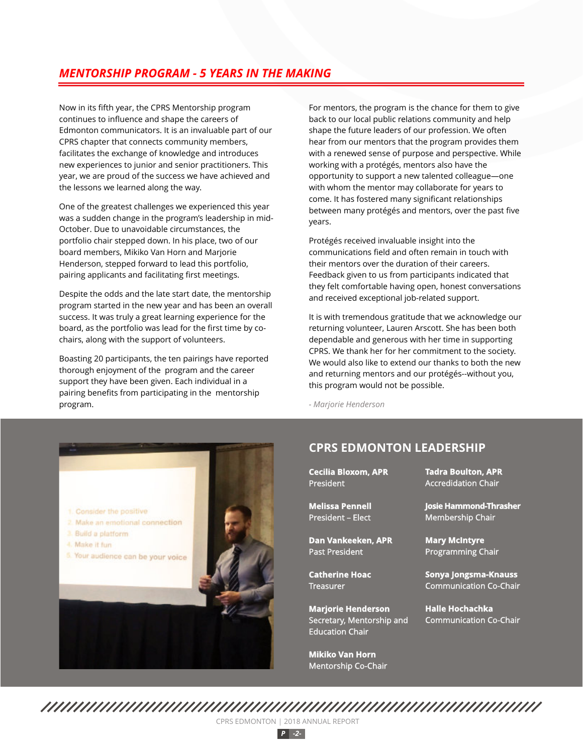## MENTORSHIP PROGRAM - 5 YEARS IN THE MAKING

Now in its fifth year, the CPRS Mentorship program continues to influence and shape the careers of Edmonton communicators. It is an invaluable part of our CPRS chapter that connects community members, facilitates the exchange of knowledge and introduces new experiences to junior and senior practitioners. This year, we are proud of the success we have achieved and the lessons we learned along the way.

One of the greatest challenges we experienced this year was a sudden change in the program's leadership in mid-October. Due to unavoidable circumstances, the portfolio chair stepped down. In his place, two of our board members, Mikiko Van Horn and Marjorie Henderson, stepped forward to lead this portfolio, pairing applicants and facilitating first meetings.

Despite the odds and the late start date, the mentorship program started in the new year and has been an overall success. It was truly a great learning experience for the board, as the portfolio was lead for the first time by co-chairs, along with the support of volunteers.

Boasting 20 participants, the ten pairings have reported thorough enjoyment of the program and the career support they have been given. Each individual in a pairing benefits from participating in the mentorship program.

For mentors, the program is the chance for them to give back to our local public relations community and help shape the future leaders of our profession. We often hear from our mentors that the program provides them with a renewed sense of purpose and perspective. While working with a protégés, mentors also have the opportunity to support a new talented colleague—one with whom the mentor may collaborate for years to come. It has fostered many significant relationships between many protégés and mentors, over the past five years.

Protégés received invaluable insight into the communications field and often remain in touch with their mentors over the duration of their careers. Feedback given to us from participants indicated that they felt comfortable having open, honest conversations and received exceptional job-related support.

It is with tremendous gratitude that we acknowledge our returning volunteer, Lauren Arscott. She has been both dependable and generous with her time in supporting CPRS. We thank her for her commitment to the society. We would also like to extend our thanks to both the new and returning mentors and our protégés--without you, this program would not be possible.

*- Marjorie Henderson*

## CPRS EDMONTON LEADERSHIP

**Cecilia Bloxom, APR**
President

**Melissa Pennell**
President – Elect

**Dan Vankeeken, APR**
Past President

**Catherine Hoac**
Treasurer

**Marjorie Henderson**
Secretary, Mentorship and Education Chair

**Mikiko Van Horn**
Mentorship Co-Chair

**Tadra Boulton, APR**
Accredidation Chair

**Josie Hammond-Thrasher**
Membership Chair

**Mary McIntyre**
Programming Chair

**Sonya Jongsma-Knauss**
Communication Co-Chair

**Halle Hochachka**
Communication Co-Chair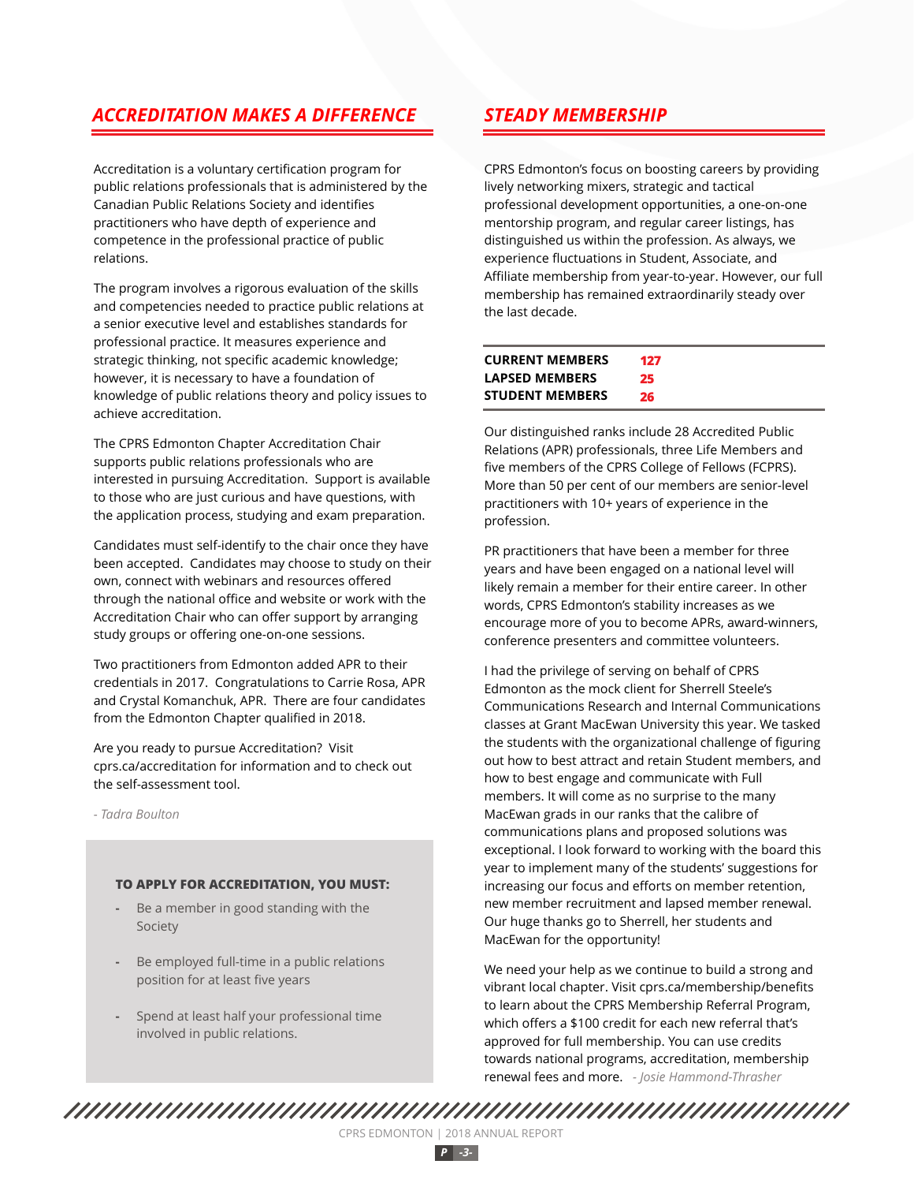## *ACCREDITATION MAKES A DIFFERENCE*

Accreditation is a voluntary certification program for public relations professionals that is administered by the Canadian Public Relations Society and identifies practitioners who have depth of experience and competence in the professional practice of public relations.

The program involves a rigorous evaluation of the skills and competencies needed to practice public relations at a senior executive level and establishes standards for professional practice. It measures experience and strategic thinking, not specific academic knowledge; however, it is necessary to have a foundation of knowledge of public relations theory and policy issues to achieve accreditation.

The CPRS Edmonton Chapter Accreditation Chair supports public relations professionals who are interested in pursuing Accreditation. Support is available to those who are just curious and have questions, with the application process, studying and exam preparation.

Candidates must self-identify to the chair once they have been accepted. Candidates may choose to study on their own, connect with webinars and resources offered through the national office and website or work with the Accreditation Chair who can offer support by arranging study groups or offering one-on-one sessions.

Two practitioners from Edmonton added APR to their credentials in 2017. Congratulations to Carrie Rosa, APR and Crystal Komanchuk, APR. There are four candidates from the Edmonton Chapter qualified in 2018.

Are you ready to pursue Accreditation? Visit cprs.ca/accreditation for information and to check out the self-assessment tool.

*- Tadra Boulton*

**TO APPLY FOR ACCREDITATION, YOU MUST:**

- Be a member in good standing with the Society
- Be employed full-time in a public relations position for at least five years
- Spend at least half your professional time involved in public relations.

## *STEADY MEMBERSHIP*

CPRS Edmonton's focus on boosting careers by providing lively networking mixers, strategic and tactical professional development opportunities, a one-on-one mentorship program, and regular career listings, has distinguished us within the profession. As always, we experience fluctuations in Student, Associate, and Affiliate membership from year-to-year. However, our full membership has remained extraordinarily steady over the last decade.

| | |
|---|---|
| **CURRENT MEMBERS** | **127** |
| **LAPSED MEMBERS** | **25** |
| **STUDENT MEMBERS** | **26** |

Our distinguished ranks include 28 Accredited Public Relations (APR) professionals, three Life Members and five members of the CPRS College of Fellows (FCPRS). More than 50 per cent of our members are senior-level practitioners with 10+ years of experience in the profession.

PR practitioners that have been a member for three years and have been engaged on a national level will likely remain a member for their entire career. In other words, CPRS Edmonton's stability increases as we encourage more of you to become APRs, award-winners, conference presenters and committee volunteers.

I had the privilege of serving on behalf of CPRS Edmonton as the mock client for Sherrell Steele's Communications Research and Internal Communications classes at Grant MacEwan University this year. We tasked the students with the organizational challenge of figuring out how to best attract and retain Student members, and how to best engage and communicate with Full members. It will come as no surprise to the many MacEwan grads in our ranks that the calibre of communications plans and proposed solutions was exceptional. I look forward to working with the board this year to implement many of the students' suggestions for increasing our focus and efforts on member retention, new member recruitment and lapsed member renewal. Our huge thanks go to Sherrell, her students and MacEwan for the opportunity!

We need your help as we continue to build a strong and vibrant local chapter. Visit cprs.ca/membership/benefits to learn about the CPRS Membership Referral Program, which offers a $100 credit for each new referral that's approved for full membership. You can use credits towards national programs, accreditation, membership renewal fees and more. *- Josie Hammond-Thrasher*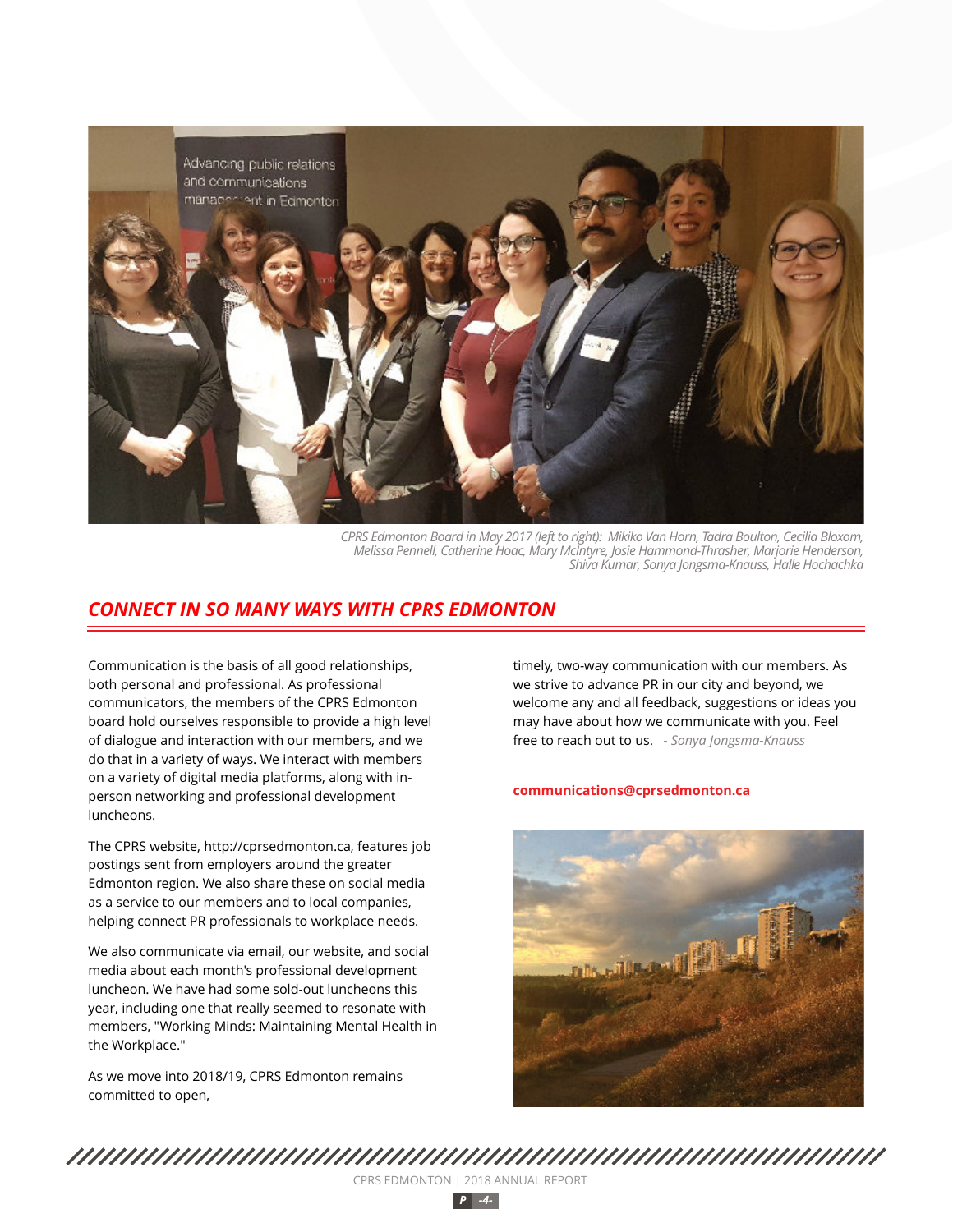*CPRS Edmonton Board in May 2017 (left to right): Mikiko Van Horn, Tadra Boulton, Cecilia Bloxom, Melissa Pennell, Catherine Hoac, Mary McIntyre, Josie Hammond-Thrasher, Marjorie Henderson, Shiva Kumar, Sonya Jongsma-Knauss, Halle Hochachka*

## CONNECT IN SO MANY WAYS WITH CPRS EDMONTON

Communication is the basis of all good relationships, both personal and professional. As professional communicators, the members of the CPRS Edmonton board hold ourselves responsible to provide a high level of dialogue and interaction with our members, and we do that in a variety of ways. We interact with members on a variety of digital media platforms, along with in-person networking and professional development luncheons.

The CPRS website, http://cprsedmonton.ca, features job postings sent from employers around the greater Edmonton region. We also share these on social media as a service to our members and to local companies, helping connect PR professionals to workplace needs.

We also communicate via email, our website, and social media about each month's professional development luncheon. We have had some sold-out luncheons this year, including one that really seemed to resonate with members, "Working Minds: Maintaining Mental Health in the Workplace."

As we move into 2018/19, CPRS Edmonton remains committed to open, timely, two-way communication with our members. As we strive to advance PR in our city and beyond, we welcome any and all feedback, suggestions or ideas you may have about how we communicate with you. Feel free to reach out to us. *- Sonya Jongsma-Knauss*

**communications@cprsedmonton.ca**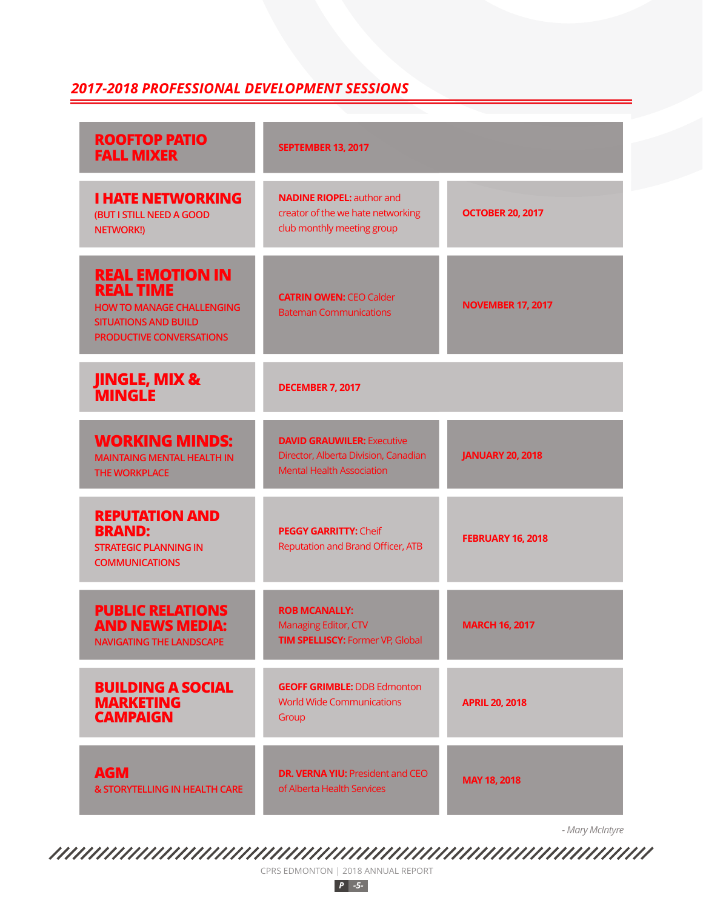## *2017-2018 PROFESSIONAL DEVELOPMENT SESSIONS*

| Session | Speaker | Date |
| --- | --- | --- |
| **ROOFTOP PATIO FALL MIXER** | **SEPTEMBER 13, 2017** | |
| **I HATE NETWORKING** (BUT I STILL NEED A GOOD NETWORK!) | **NADINE RIOPEL:** author and creator of the we hate networking club monthly meeting group | **OCTOBER 20, 2017** |
| **REAL EMOTION IN REAL TIME** HOW TO MANAGE CHALLENGING SITUATIONS AND BUILD PRODUCTIVE CONVERSATIONS | **CATRIN OWEN:** CEO Calder Bateman Communications | **NOVEMBER 17, 2017** |
| **JINGLE, MIX & MINGLE** | **DECEMBER 7, 2017** | |
| **WORKING MINDS:** MAINTAING MENTAL HEALTH IN THE WORKPLACE | **DAVID GRAUWILER:** Executive Director, Alberta Division, Canadian Mental Health Association | **JANUARY 20, 2018** |
| **REPUTATION AND BRAND:** STRATEGIC PLANNING IN COMMUNICATIONS | **PEGGY GARRITTY:** Cheif Reputation and Brand Officer, ATB | **FEBRUARY 16, 2018** |
| **PUBLIC RELATIONS AND NEWS MEDIA:** NAVIGATING THE LANDSCAPE | **ROB MCANALLY:** Managing Editor, CTV **TIM SPELLISCY:** Former VP, Global | **MARCH 16, 2017** |
| **BUILDING A SOCIAL MARKETING CAMPAIGN** | **GEOFF GRIMBLE:** DDB Edmonton World Wide Communications Group | **APRIL 20, 2018** |
| **AGM** & STORYTELLING IN HEALTH CARE | **DR. VERNA YIU:** President and CEO of Alberta Health Services | **MAY 18, 2018** |

*- Mary McIntyre*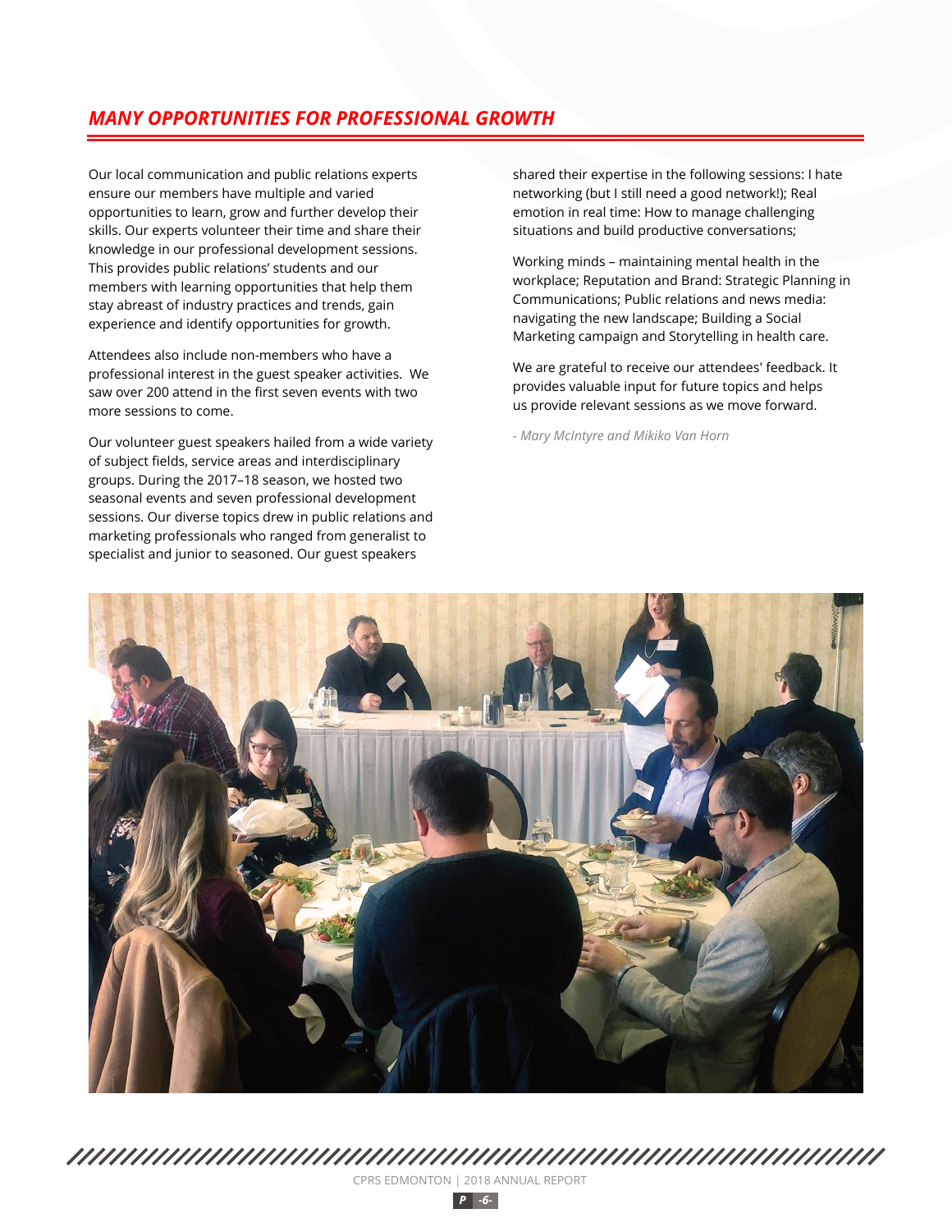## *MANY OPPORTUNITIES FOR PROFESSIONAL GROWTH*

Our local communication and public relations experts ensure our members have multiple and varied opportunities to learn, grow and further develop their skills. Our experts volunteer their time and share their knowledge in our professional development sessions. This provides public relations' students and our members with learning opportunities that help them stay abreast of industry practices and trends, gain experience and identify opportunities for growth.

Attendees also include non-members who have a professional interest in the guest speaker activities. We saw over 200 attend in the first seven events with two more sessions to come.

Our volunteer guest speakers hailed from a wide variety of subject fields, service areas and interdisciplinary groups. During the 2017–18 season, we hosted two seasonal events and seven professional development sessions. Our diverse topics drew in public relations and marketing professionals who ranged from generalist to specialist and junior to seasoned. Our guest speakers shared their expertise in the following sessions: I hate networking (but I still need a good network!); Real emotion in real time: How to manage challenging situations and build productive conversations;

Working minds – maintaining mental health in the workplace; Reputation and Brand: Strategic Planning in Communications; Public relations and news media: navigating the new landscape; Building a Social Marketing campaign and Storytelling in health care.

We are grateful to receive our attendees' feedback. It provides valuable input for future topics and helps us provide relevant sessions as we move forward.

*- Mary McIntyre and Mikiko Van Horn*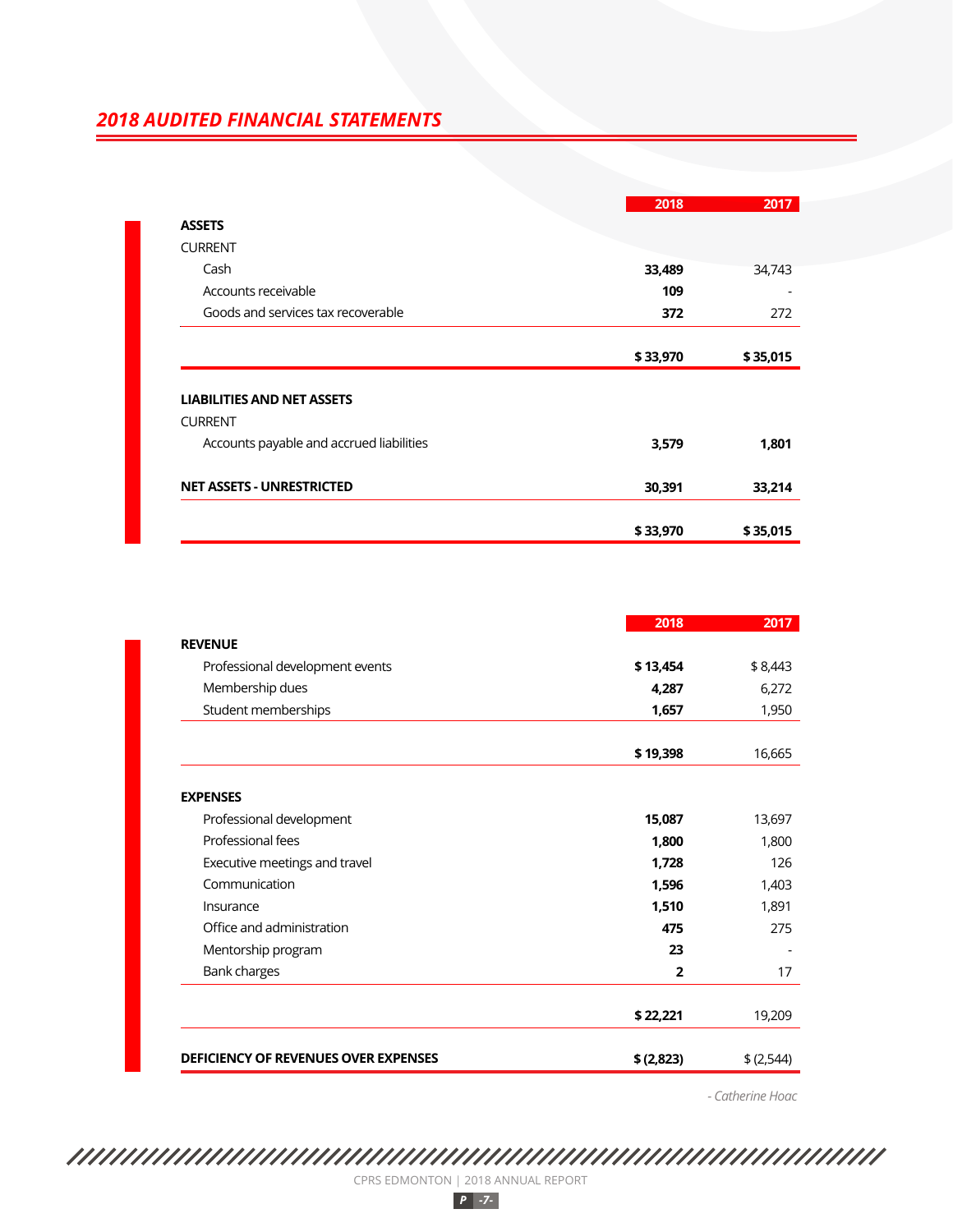## 2018 AUDITED FINANCIAL STATEMENTS

| | 2018 | 2017 |
|---|---|---|
| **ASSETS** | | |
| CURRENT | | |
| Cash | **33,489** | 34,743 |
| Accounts receivable | **109** | - |
| Goods and services tax recoverable | **372** | 272 |
| | **$ 33,970** | **$ 35,015** |
| **LIABILITIES AND NET ASSETS** | | |
| CURRENT | | |
| Accounts payable and accrued liabilities | **3,579** | **1,801** |
| **NET ASSETS - UNRESTRICTED** | **30,391** | **33,214** |
| | **$ 33,970** | **$ 35,015** |

| | 2018 | 2017 |
|---|---|---|
| **REVENUE** | | |
| Professional development events | **$ 13,454** | $ 8,443 |
| Membership dues | **4,287** | 6,272 |
| Student memberships | **1,657** | 1,950 |
| | **$ 19,398** | 16,665 |
| **EXPENSES** | | |
| Professional development | **15,087** | 13,697 |
| Professional fees | **1,800** | 1,800 |
| Executive meetings and travel | **1,728** | 126 |
| Communication | **1,596** | 1,403 |
| Insurance | **1,510** | 1,891 |
| Office and administration | **475** | 275 |
| Mentorship program | **23** | - |
| Bank charges | **2** | 17 |
| | **$ 22,221** | 19,209 |
| **DEFICIENCY OF REVENUES OVER EXPENSES** | **$ (2,823)** | $ (2,544) |

*- Catherine Hoac*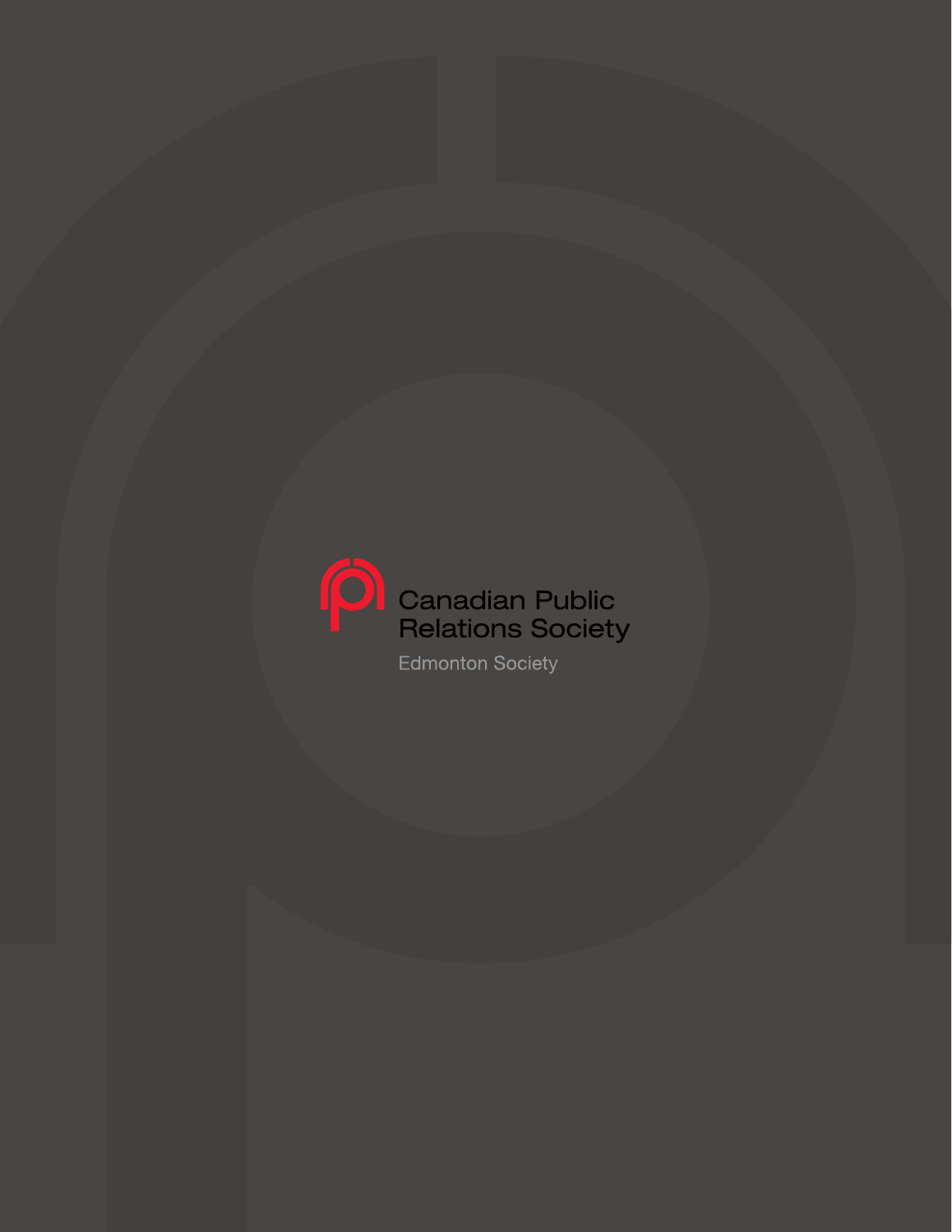Canadian Public Relations Society

Edmonton Society